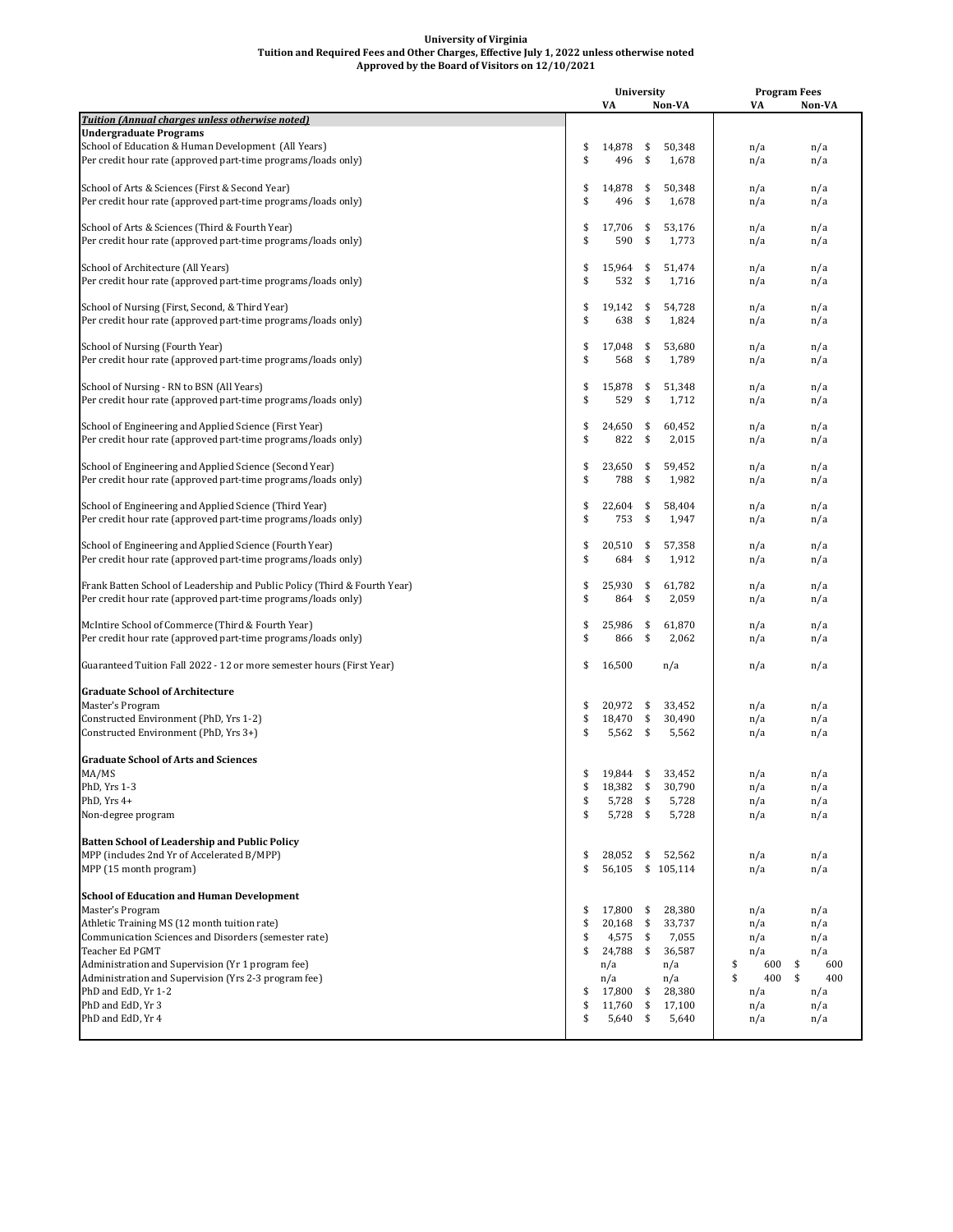**University of Virginia**
**Tuition and Required Fees and Other Charges, Effective July 1, 2022 unless otherwise noted**
**Approved by the Board of Visitors on 12/10/2021**

| | University | | Program Fees | |
|---|---|---|---|---|
| | VA | Non-VA | VA | Non-VA |
| ***Tuition (Annual charges unless otherwise noted)*** | | | | |
| **Undergraduate Programs** | | | | |
| School of Education & Human Development (All Years) | $ 14,878 | $ 50,348 | n/a | n/a |
| Per credit hour rate (approved part-time programs/loads only) | $ 496 | $ 1,678 | n/a | n/a |
| School of Arts & Sciences (First & Second Year) | $ 14,878 | $ 50,348 | n/a | n/a |
| Per credit hour rate (approved part-time programs/loads only) | $ 496 | $ 1,678 | n/a | n/a |
| School of Arts & Sciences (Third & Fourth Year) | $ 17,706 | $ 53,176 | n/a | n/a |
| Per credit hour rate (approved part-time programs/loads only) | $ 590 | $ 1,773 | n/a | n/a |
| School of Architecture (All Years) | $ 15,964 | $ 51,474 | n/a | n/a |
| Per credit hour rate (approved part-time programs/loads only) | $ 532 | $ 1,716 | n/a | n/a |
| School of Nursing (First, Second, & Third Year) | $ 19,142 | $ 54,728 | n/a | n/a |
| Per credit hour rate (approved part-time programs/loads only) | $ 638 | $ 1,824 | n/a | n/a |
| School of Nursing (Fourth Year) | $ 17,048 | $ 53,680 | n/a | n/a |
| Per credit hour rate (approved part-time programs/loads only) | $ 568 | $ 1,789 | n/a | n/a |
| School of Nursing - RN to BSN (All Years) | $ 15,878 | $ 51,348 | n/a | n/a |
| Per credit hour rate (approved part-time programs/loads only) | $ 529 | $ 1,712 | n/a | n/a |
| School of Engineering and Applied Science (First Year) | $ 24,650 | $ 60,452 | n/a | n/a |
| Per credit hour rate (approved part-time programs/loads only) | $ 822 | $ 2,015 | n/a | n/a |
| School of Engineering and Applied Science (Second Year) | $ 23,650 | $ 59,452 | n/a | n/a |
| Per credit hour rate (approved part-time programs/loads only) | $ 788 | $ 1,982 | n/a | n/a |
| School of Engineering and Applied Science (Third Year) | $ 22,604 | $ 58,404 | n/a | n/a |
| Per credit hour rate (approved part-time programs/loads only) | $ 753 | $ 1,947 | n/a | n/a |
| School of Engineering and Applied Science (Fourth Year) | $ 20,510 | $ 57,358 | n/a | n/a |
| Per credit hour rate (approved part-time programs/loads only) | $ 684 | $ 1,912 | n/a | n/a |
| Frank Batten School of Leadership and Public Policy (Third & Fourth Year) | $ 25,930 | $ 61,782 | n/a | n/a |
| Per credit hour rate (approved part-time programs/loads only) | $ 864 | $ 2,059 | n/a | n/a |
| McIntire School of Commerce (Third & Fourth Year) | $ 25,986 | $ 61,870 | n/a | n/a |
| Per credit hour rate (approved part-time programs/loads only) | $ 866 | $ 2,062 | n/a | n/a |
| Guaranteed Tuition Fall 2022 - 12 or more semester hours (First Year) | $ 16,500 | n/a | n/a | n/a |
| **Graduate School of Architecture** | | | | |
| Master's Program | $ 20,972 | $ 33,452 | n/a | n/a |
| Constructed Environment (PhD, Yrs 1-2) | $ 18,470 | $ 30,490 | n/a | n/a |
| Constructed Environment (PhD, Yrs 3+) | $ 5,562 | $ 5,562 | n/a | n/a |
| **Graduate School of Arts and Sciences** | | | | |
| MA/MS | $ 19,844 | $ 33,452 | n/a | n/a |
| PhD, Yrs 1-3 | $ 18,382 | $ 30,790 | n/a | n/a |
| PhD, Yrs 4+ | $ 5,728 | $ 5,728 | n/a | n/a |
| Non-degree program | $ 5,728 | $ 5,728 | n/a | n/a |
| **Batten School of Leadership and Public Policy** | | | | |
| MPP (includes 2nd Yr of Accelerated B/MPP) | $ 28,052 | $ 52,562 | n/a | n/a |
| MPP (15 month program) | $ 56,105 | $ 105,114 | n/a | n/a |
| **School of Education and Human Development** | | | | |
| Master's Program | $ 17,800 | $ 28,380 | n/a | n/a |
| Athletic Training MS (12 month tuition rate) | $ 20,168 | $ 33,737 | n/a | n/a |
| Communication Sciences and Disorders (semester rate) | $ 4,575 | $ 7,055 | n/a | n/a |
| Teacher Ed PGMT | $ 24,788 | $ 36,587 | n/a | n/a |
| Administration and Supervision (Yr 1 program fee) | n/a | n/a | $ 600 | $ 600 |
| Administration and Supervision (Yrs 2-3 program fee) | n/a | n/a | $ 400 | $ 400 |
| PhD and EdD, Yr 1-2 | $ 17,800 | $ 28,380 | n/a | n/a |
| PhD and EdD, Yr 3 | $ 11,760 | $ 17,100 | n/a | n/a |
| PhD and EdD, Yr 4 | $ 5,640 | $ 5,640 | n/a | n/a |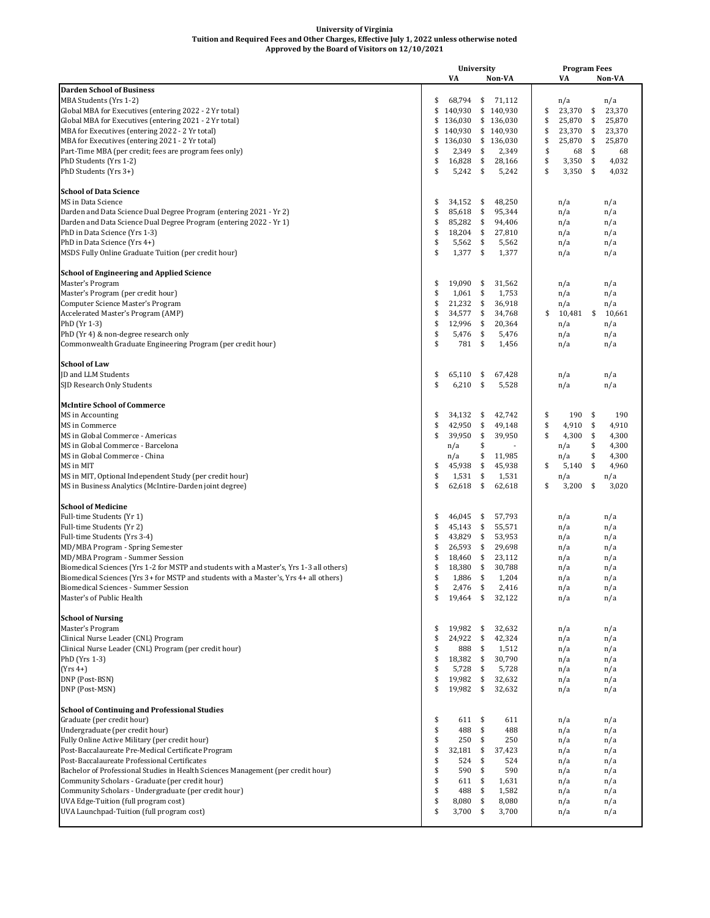**University of Virginia**
**Tuition and Required Fees and Other Charges, Effective July 1, 2022 unless otherwise noted**
**Approved by the Board of Visitors on 12/10/2021**

| | University | | Program Fees | |
|---|---|---|---|---|
| | VA | Non-VA | VA | Non-VA |
| **Darden School of Business** | | | | |
| MBA Students (Yrs 1-2) | $ 68,794 | $ 71,112 | n/a | n/a |
| Global MBA for Executives (entering 2022 - 2 Yr total) | $ 140,930 | $ 140,930 | $ 23,370 | $ 23,370 |
| Global MBA for Executives (entering 2021 - 2 Yr total) | $ 136,030 | $ 136,030 | $ 25,870 | $ 25,870 |
| MBA for Executives (entering 2022 - 2 Yr total) | $ 140,930 | $ 140,930 | $ 23,370 | $ 23,370 |
| MBA for Executives (entering 2021 - 2 Yr total) | $ 136,030 | $ 136,030 | $ 25,870 | $ 25,870 |
| Part-Time MBA (per credit; fees are program fees only) | $ 2,349 | $ 2,349 | $ 68 | $ 68 |
| PhD Students (Yrs 1-2) | $ 16,828 | $ 28,166 | $ 3,350 | $ 4,032 |
| PhD Students (Yrs 3+) | $ 5,242 | $ 5,242 | $ 3,350 | $ 4,032 |
| **School of Data Science** | | | | |
| MS in Data Science | $ 34,152 | $ 48,250 | n/a | n/a |
| Darden and Data Science Dual Degree Program (entering 2021 - Yr 2) | $ 85,618 | $ 95,344 | n/a | n/a |
| Darden and Data Science Dual Degree Program (entering 2022 - Yr 1) | $ 85,282 | $ 94,406 | n/a | n/a |
| PhD in Data Science (Yrs 1-3) | $ 18,204 | $ 27,810 | n/a | n/a |
| PhD in Data Science (Yrs 4+) | $ 5,562 | $ 5,562 | n/a | n/a |
| MSDS Fully Online Graduate Tuition (per credit hour) | $ 1,377 | $ 1,377 | n/a | n/a |
| **School of Engineering and Applied Science** | | | | |
| Master's Program | $ 19,090 | $ 31,562 | n/a | n/a |
| Master's Program (per credit hour) | $ 1,061 | $ 1,753 | n/a | n/a |
| Computer Science Master's Program | $ 21,232 | $ 36,918 | n/a | n/a |
| Accelerated Master's Program (AMP) | $ 34,577 | $ 34,768 | $ 10,481 | $ 10,661 |
| PhD (Yr 1-3) | $ 12,996 | $ 20,364 | n/a | n/a |
| PhD (Yr 4) & non-degree research only | $ 5,476 | $ 5,476 | n/a | n/a |
| Commonwealth Graduate Engineering Program (per credit hour) | $ 781 | $ 1,456 | n/a | n/a |
| **School of Law** | | | | |
| JD and LLM Students | $ 65,110 | $ 67,428 | n/a | n/a |
| SJD Research Only Students | $ 6,210 | $ 5,528 | n/a | n/a |
| **McIntire School of Commerce** | | | | |
| MS in Accounting | $ 34,132 | $ 42,742 | $ 190 | $ 190 |
| MS in Commerce | $ 42,950 | $ 49,148 | $ 4,910 | $ 4,910 |
| MS in Global Commerce - Americas | $ 39,950 | $ 39,950 | $ 4,300 | $ 4,300 |
| MS in Global Commerce - Barcelona | n/a | $ - | n/a | $ 4,300 |
| MS in Global Commerce - China | n/a | $ 11,985 | n/a | $ 4,300 |
| MS in MIT | $ 45,938 | $ 45,938 | $ 5,140 | $ 4,960 |
| MS in MIT, Optional Independent Study (per credit hour) | $ 1,531 | $ 1,531 | n/a | n/a |
| MS in Business Analytics (McIntire-Darden joint degree) | $ 62,618 | $ 62,618 | $ 3,200 | $ 3,020 |
| **School of Medicine** | | | | |
| Full-time Students (Yr 1) | $ 46,045 | $ 57,793 | n/a | n/a |
| Full-time Students (Yr 2) | $ 45,143 | $ 55,571 | n/a | n/a |
| Full-time Students (Yrs 3-4) | $ 43,829 | $ 53,953 | n/a | n/a |
| MD/MBA Program - Spring Semester | $ 26,593 | $ 29,698 | n/a | n/a |
| MD/MBA Program - Summer Session | $ 18,460 | $ 23,112 | n/a | n/a |
| Biomedical Sciences (Yrs 1-2 for MSTP and students with a Master's, Yrs 1-3 all others) | $ 18,380 | $ 30,788 | n/a | n/a |
| Biomedical Sciences (Yrs 3+ for MSTP and students with a Master's, Yrs 4+ all others) | $ 1,886 | $ 1,204 | n/a | n/a |
| Biomedical Sciences - Summer Session | $ 2,476 | $ 2,416 | n/a | n/a |
| Master's of Public Health | $ 19,464 | $ 32,122 | n/a | n/a |
| **School of Nursing** | | | | |
| Master's Program | $ 19,982 | $ 32,632 | n/a | n/a |
| Clinical Nurse Leader (CNL) Program | $ 24,922 | $ 42,324 | n/a | n/a |
| Clinical Nurse Leader (CNL) Program (per credit hour) | $ 888 | $ 1,512 | n/a | n/a |
| PhD (Yrs 1-3) | $ 18,382 | $ 30,790 | n/a | n/a |
| (Yrs 4+) | $ 5,728 | $ 5,728 | n/a | n/a |
| DNP (Post-BSN) | $ 19,982 | $ 32,632 | n/a | n/a |
| DNP (Post-MSN) | $ 19,982 | $ 32,632 | n/a | n/a |
| **School of Continuing and Professional Studies** | | | | |
| Graduate (per credit hour) | $ 611 | $ 611 | n/a | n/a |
| Undergraduate (per credit hour) | $ 488 | $ 488 | n/a | n/a |
| Fully Online Active Military (per credit hour) | $ 250 | $ 250 | n/a | n/a |
| Post-Baccalaureate Pre-Medical Certificate Program | $ 32,181 | $ 37,423 | n/a | n/a |
| Post-Baccalaureate Professional Certificates | $ 524 | $ 524 | n/a | n/a |
| Bachelor of Professional Studies in Health Sciences Management (per credit hour) | $ 590 | $ 590 | n/a | n/a |
| Community Scholars - Graduate (per credit hour) | $ 611 | $ 1,631 | n/a | n/a |
| Community Scholars - Undergraduate (per credit hour) | $ 488 | $ 1,582 | n/a | n/a |
| UVA Edge-Tuition (full program cost) | $ 8,080 | $ 8,080 | n/a | n/a |
| UVA Launchpad-Tuition (full program cost) | $ 3,700 | $ 3,700 | n/a | n/a |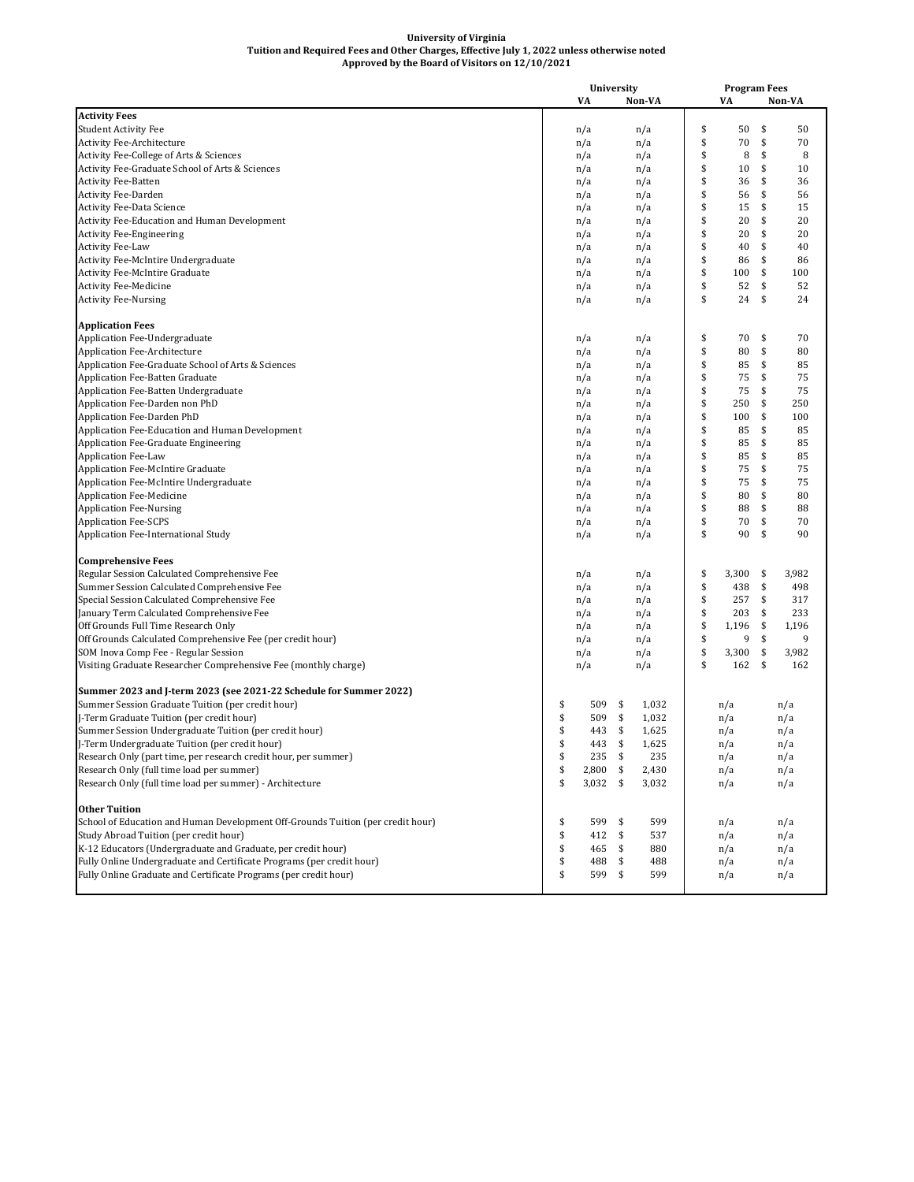**University of Virginia**
**Tuition and Required Fees and Other Charges, Effective July 1, 2022 unless otherwise noted**
**Approved by the Board of Visitors on 12/10/2021**

| | University | | Program Fees | |
|---|---|---|---|---|
| | VA | Non-VA | VA | Non-VA |
| **Activity Fees** | | | | |
| Student Activity Fee | n/a | n/a | $ 50 | $ 50 |
| Activity Fee-Architecture | n/a | n/a | $ 70 | $ 70 |
| Activity Fee-College of Arts & Sciences | n/a | n/a | $ 8 | $ 8 |
| Activity Fee-Graduate School of Arts & Sciences | n/a | n/a | $ 10 | $ 10 |
| Activity Fee-Batten | n/a | n/a | $ 36 | $ 36 |
| Activity Fee-Darden | n/a | n/a | $ 56 | $ 56 |
| Activity Fee-Data Science | n/a | n/a | $ 15 | $ 15 |
| Activity Fee-Education and Human Development | n/a | n/a | $ 20 | $ 20 |
| Activity Fee-Engineering | n/a | n/a | $ 20 | $ 20 |
| Activity Fee-Law | n/a | n/a | $ 40 | $ 40 |
| Activity Fee-McIntire Undergraduate | n/a | n/a | $ 86 | $ 86 |
| Activity Fee-McIntire Graduate | n/a | n/a | $ 100 | $ 100 |
| Activity Fee-Medicine | n/a | n/a | $ 52 | $ 52 |
| Activity Fee-Nursing | n/a | n/a | $ 24 | $ 24 |
| **Application Fees** | | | | |
| Application Fee-Undergraduate | n/a | n/a | $ 70 | $ 70 |
| Application Fee-Architecture | n/a | n/a | $ 80 | $ 80 |
| Application Fee-Graduate School of Arts & Sciences | n/a | n/a | $ 85 | $ 85 |
| Application Fee-Batten Graduate | n/a | n/a | $ 75 | $ 75 |
| Application Fee-Batten Undergraduate | n/a | n/a | $ 75 | $ 75 |
| Application Fee-Darden non PhD | n/a | n/a | $ 250 | $ 250 |
| Application Fee-Darden PhD | n/a | n/a | $ 100 | $ 100 |
| Application Fee-Education and Human Development | n/a | n/a | $ 85 | $ 85 |
| Application Fee-Graduate Engineering | n/a | n/a | $ 85 | $ 85 |
| Application Fee-Law | n/a | n/a | $ 85 | $ 85 |
| Application Fee-McIntire Graduate | n/a | n/a | $ 75 | $ 75 |
| Application Fee-McIntire Undergraduate | n/a | n/a | $ 75 | $ 75 |
| Application Fee-Medicine | n/a | n/a | $ 80 | $ 80 |
| Application Fee-Nursing | n/a | n/a | $ 88 | $ 88 |
| Application Fee-SCPS | n/a | n/a | $ 70 | $ 70 |
| Application Fee-International Study | n/a | n/a | $ 90 | $ 90 |
| **Comprehensive Fees** | | | | |
| Regular Session Calculated Comprehensive Fee | n/a | n/a | $ 3,300 | $ 3,982 |
| Summer Session Calculated Comprehensive Fee | n/a | n/a | $ 438 | $ 498 |
| Special Session Calculated Comprehensive Fee | n/a | n/a | $ 257 | $ 317 |
| January Term Calculated Comprehensive Fee | n/a | n/a | $ 203 | $ 233 |
| Off Grounds Full Time Research Only | n/a | n/a | $ 1,196 | $ 1,196 |
| Off Grounds Calculated Comprehensive Fee (per credit hour) | n/a | n/a | $ 9 | $ 9 |
| SOM Inova Comp Fee - Regular Session | n/a | n/a | $ 3,300 | $ 3,982 |
| Visiting Graduate Researcher Comprehensive Fee (monthly charge) | n/a | n/a | $ 162 | $ 162 |
| **Summer 2023 and J-term 2023 (see 2021-22 Schedule for Summer 2022)** | | | | |
| Summer Session Graduate Tuition (per credit hour) | $ 509 | $ 1,032 | n/a | n/a |
| J-Term Graduate Tuition (per credit hour) | $ 509 | $ 1,032 | n/a | n/a |
| Summer Session Undergraduate Tuition (per credit hour) | $ 443 | $ 1,625 | n/a | n/a |
| J-Term Undergraduate Tuition (per credit hour) | $ 443 | $ 1,625 | n/a | n/a |
| Research Only (part time, per research credit hour, per summer) | $ 235 | $ 235 | n/a | n/a |
| Research Only (full time load per summer) | $ 2,800 | $ 2,430 | n/a | n/a |
| Research Only (full time load per summer) - Architecture | $ 3,032 | $ 3,032 | n/a | n/a |
| **Other Tuition** | | | | |
| School of Education and Human Development Off-Grounds Tuition (per credit hour) | $ 599 | $ 599 | n/a | n/a |
| Study Abroad Tuition (per credit hour) | $ 412 | $ 537 | n/a | n/a |
| K-12 Educators (Undergraduate and Graduate, per credit hour) | $ 465 | $ 880 | n/a | n/a |
| Fully Online Undergraduate and Certificate Programs (per credit hour) | $ 488 | $ 488 | n/a | n/a |
| Fully Online Graduate and Certificate Programs (per credit hour) | $ 599 | $ 599 | n/a | n/a |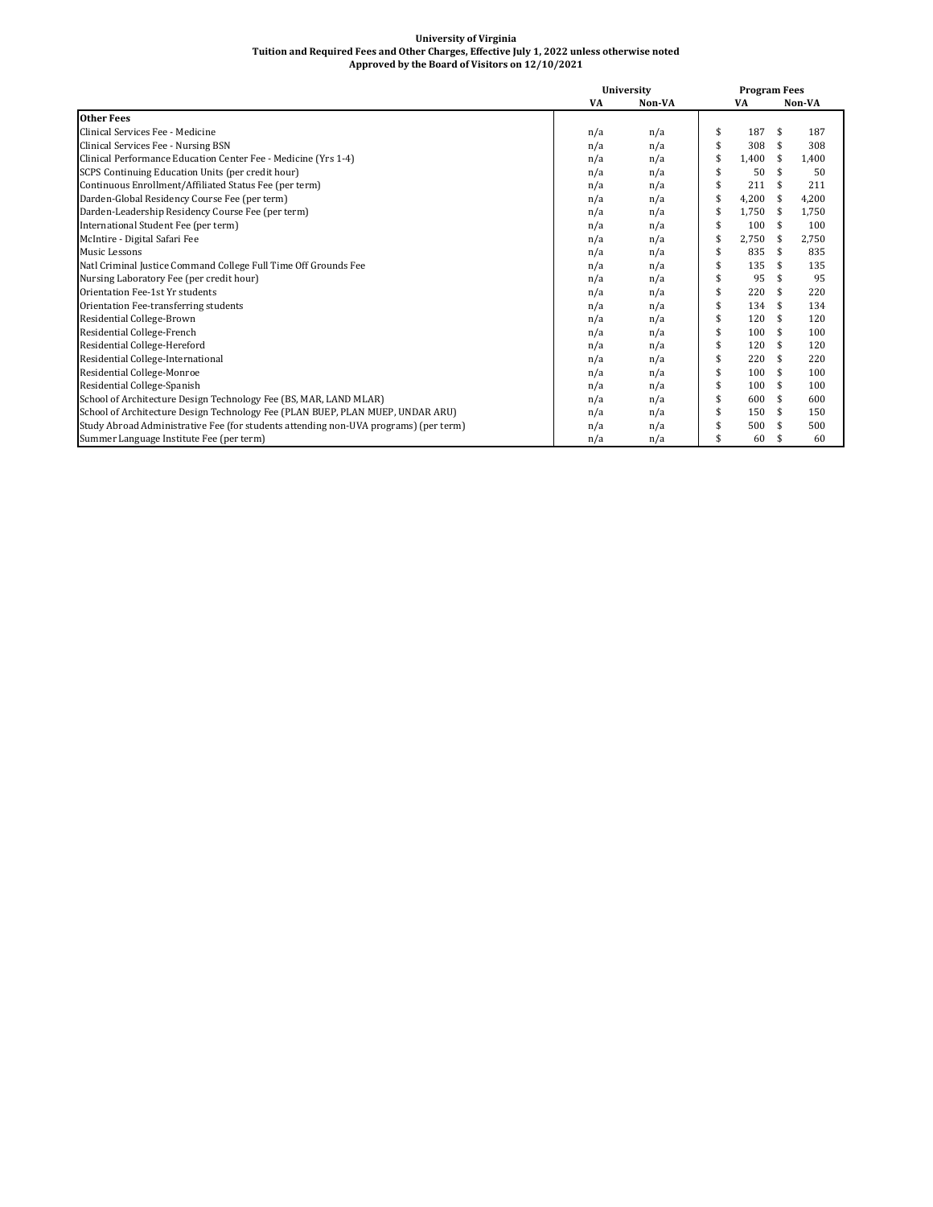**University of Virginia**
**Tuition and Required Fees and Other Charges, Effective July 1, 2022 unless otherwise noted**
**Approved by the Board of Visitors on 12/10/2021**

| | University | | Program Fees | |
|---|---|---|---|---|
| | VA | Non-VA | VA | Non-VA |
| **Other Fees** | | | | |
| Clinical Services Fee - Medicine | n/a | n/a | $ 187 | $ 187 |
| Clinical Services Fee - Nursing BSN | n/a | n/a | $ 308 | $ 308 |
| Clinical Performance Education Center Fee - Medicine (Yrs 1-4) | n/a | n/a | $ 1,400 | $ 1,400 |
| SCPS Continuing Education Units (per credit hour) | n/a | n/a | $ 50 | $ 50 |
| Continuous Enrollment/Affiliated Status Fee (per term) | n/a | n/a | $ 211 | $ 211 |
| Darden-Global Residency Course Fee (per term) | n/a | n/a | $ 4,200 | $ 4,200 |
| Darden-Leadership Residency Course Fee (per term) | n/a | n/a | $ 1,750 | $ 1,750 |
| International Student Fee (per term) | n/a | n/a | $ 100 | $ 100 |
| McIntire - Digital Safari Fee | n/a | n/a | $ 2,750 | $ 2,750 |
| Music Lessons | n/a | n/a | $ 835 | $ 835 |
| Natl Criminal Justice Command College Full Time Off Grounds Fee | n/a | n/a | $ 135 | $ 135 |
| Nursing Laboratory Fee (per credit hour) | n/a | n/a | $ 95 | $ 95 |
| Orientation Fee-1st Yr students | n/a | n/a | $ 220 | $ 220 |
| Orientation Fee-transferring students | n/a | n/a | $ 134 | $ 134 |
| Residential College-Brown | n/a | n/a | $ 120 | $ 120 |
| Residential College-French | n/a | n/a | $ 100 | $ 100 |
| Residential College-Hereford | n/a | n/a | $ 120 | $ 120 |
| Residential College-International | n/a | n/a | $ 220 | $ 220 |
| Residential College-Monroe | n/a | n/a | $ 100 | $ 100 |
| Residential College-Spanish | n/a | n/a | $ 100 | $ 100 |
| School of Architecture Design Technology Fee (BS, MAR, LAND MLAR) | n/a | n/a | $ 600 | $ 600 |
| School of Architecture Design Technology Fee (PLAN BUEP, PLAN MUEP, UNDAR ARU) | n/a | n/a | $ 150 | $ 150 |
| Study Abroad Administrative Fee (for students attending non-UVA programs) (per term) | n/a | n/a | $ 500 | $ 500 |
| Summer Language Institute Fee (per term) | n/a | n/a | $ 60 | $ 60 |